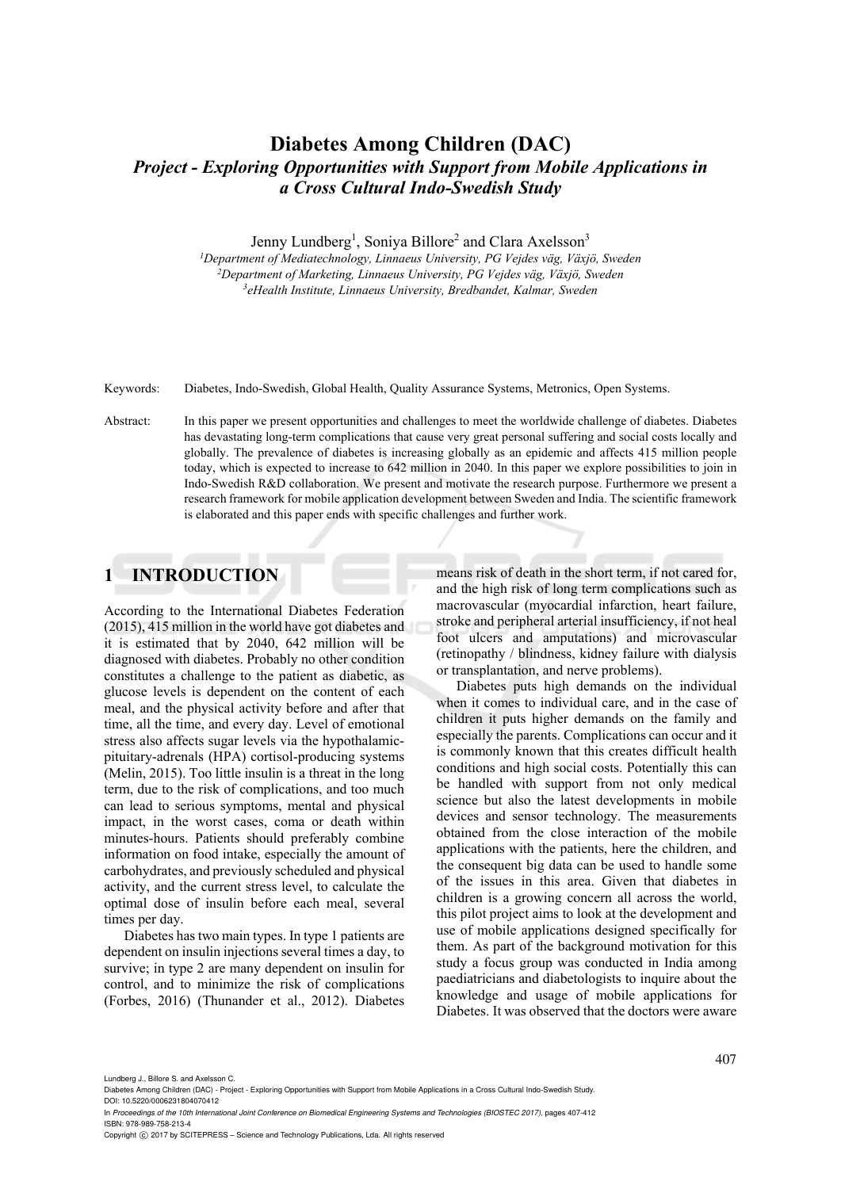# Diabetes Among Children (DAC)
## *Project - Exploring Opportunities with Support from Mobile Applications in a Cross Cultural Indo-Swedish Study*

Jenny Lundberg[1], Soniya Billore[2] and Clara Axelsson[3]

[1]*Department of Mediatechnology, Linnaeus University, PG Vejdes väg, Växjö, Sweden*
[2]*Department of Marketing, Linnaeus University, PG Vejdes väg, Växjö, Sweden*
[3]*eHealth Institute, Linnaeus University, Bredbandet, Kalmar, Sweden*

Keywords: Diabetes, Indo-Swedish, Global Health, Quality Assurance Systems, Metronics, Open Systems.

Abstract: In this paper we present opportunities and challenges to meet the worldwide challenge of diabetes. Diabetes has devastating long-term complications that cause very great personal suffering and social costs locally and globally. The prevalence of diabetes is increasing globally as an epidemic and affects 415 million people today, which is expected to increase to 642 million in 2040. In this paper we explore possibilities to join in Indo-Swedish R&D collaboration. We present and motivate the research purpose. Furthermore we present a research framework for mobile application development between Sweden and India. The scientific framework is elaborated and this paper ends with specific challenges and further work.

## 1 INTRODUCTION

According to the International Diabetes Federation (2015), 415 million in the world have got diabetes and it is estimated that by 2040, 642 million will be diagnosed with diabetes. Probably no other condition constitutes a challenge to the patient as diabetic, as glucose levels is dependent on the content of each meal, and the physical activity before and after that time, all the time, and every day. Level of emotional stress also affects sugar levels via the hypothalamic-pituitary-adrenals (HPA) cortisol-producing systems (Melin, 2015). Too little insulin is a threat in the long term, due to the risk of complications, and too much can lead to serious symptoms, mental and physical impact, in the worst cases, coma or death within minutes-hours. Patients should preferably combine information on food intake, especially the amount of carbohydrates, and previously scheduled and physical activity, and the current stress level, to calculate the optimal dose of insulin before each meal, several times per day.

Diabetes has two main types. In type 1 patients are dependent on insulin injections several times a day, to survive; in type 2 are many dependent on insulin for control, and to minimize the risk of complications (Forbes, 2016) (Thunander et al., 2012). Diabetes means risk of death in the short term, if not cared for, and the high risk of long term complications such as macrovascular (myocardial infarction, heart failure, stroke and peripheral arterial insufficiency, if not heal foot ulcers and amputations) and microvascular (retinopathy / blindness, kidney failure with dialysis or transplantation, and nerve problems).

Diabetes puts high demands on the individual when it comes to individual care, and in the case of children it puts higher demands on the family and especially the parents. Complications can occur and it is commonly known that this creates difficult health conditions and high social costs. Potentially this can be handled with support from not only medical science but also the latest developments in mobile devices and sensor technology. The measurements obtained from the close interaction of the mobile applications with the patients, here the children, and the consequent big data can be used to handle some of the issues in this area. Given that diabetes in children is a growing concern all across the world, this pilot project aims to look at the development and use of mobile applications designed specifically for them. As part of the background motivation for this study a focus group was conducted in India among paediatricians and diabetologists to inquire about the knowledge and usage of mobile applications for Diabetes. It was observed that the doctors were aware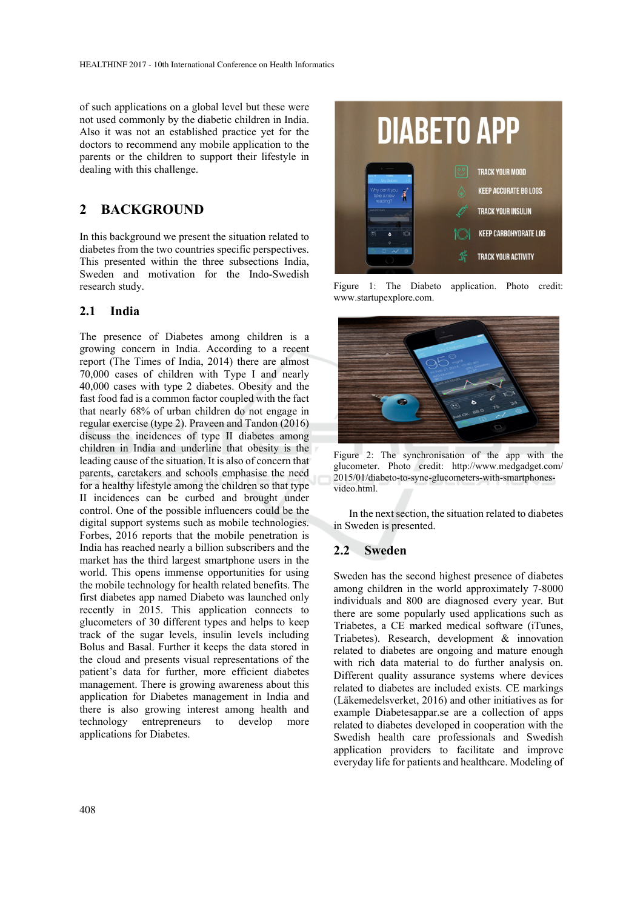of such applications on a global level but these were not used commonly by the diabetic children in India. Also it was not an established practice yet for the doctors to recommend any mobile application to the parents or the children to support their lifestyle in dealing with this challenge.

## 2 BACKGROUND

In this background we present the situation related to diabetes from the two countries specific perspectives. This presented within the three subsections India, Sweden and motivation for the Indo-Swedish research study.

### 2.1 India

The presence of Diabetes among children is a growing concern in India. According to a recent report (The Times of India, 2014) there are almost 70,000 cases of children with Type I and nearly 40,000 cases with type 2 diabetes. Obesity and the fast food fad is a common factor coupled with the fact that nearly 68% of urban children do not engage in regular exercise (type 2). Praveen and Tandon (2016) discuss the incidences of type II diabetes among children in India and underline that obesity is the leading cause of the situation. It is also of concern that parents, caretakers and schools emphasise the need for a healthy lifestyle among the children so that type II incidences can be curbed and brought under control. One of the possible influencers could be the digital support systems such as mobile technologies. Forbes, 2016 reports that the mobile penetration is India has reached nearly a billion subscribers and the market has the third largest smartphone users in the world. This opens immense opportunities for using the mobile technology for health related benefits. The first diabetes app named Diabeto was launched only recently in 2015. This application connects to glucometers of 30 different types and helps to keep track of the sugar levels, insulin levels including Bolus and Basal. Further it keeps the data stored in the cloud and presents visual representations of the patient's data for further, more efficient diabetes management. There is growing awareness about this application for Diabetes management in India and there is also growing interest among health and technology entrepreneurs to develop more applications for Diabetes.

Figure 1: The Diabeto application. Photo credit: www.startupexplore.com.

Figure 2: The synchronisation of the app with the glucometer. Photo credit: http://www.medgadget.com/2015/01/diabeto-to-sync-glucometers-with-smartphones-video.html.

In the next section, the situation related to diabetes in Sweden is presented.

### 2.2 Sweden

Sweden has the second highest presence of diabetes among children in the world approximately 7-8000 individuals and 800 are diagnosed every year. But there are some popularly used applications such as Triabetes, a CE marked medical software (iTunes, Triabetes). Research, development & innovation related to diabetes are ongoing and mature enough with rich data material to do further analysis on. Different quality assurance systems where devices related to diabetes are included exists. CE markings (Läkemedelsverket, 2016) and other initiatives as for example Diabetesappar.se are a collection of apps related to diabetes developed in cooperation with the Swedish health care professionals and Swedish application providers to facilitate and improve everyday life for patients and healthcare. Modeling of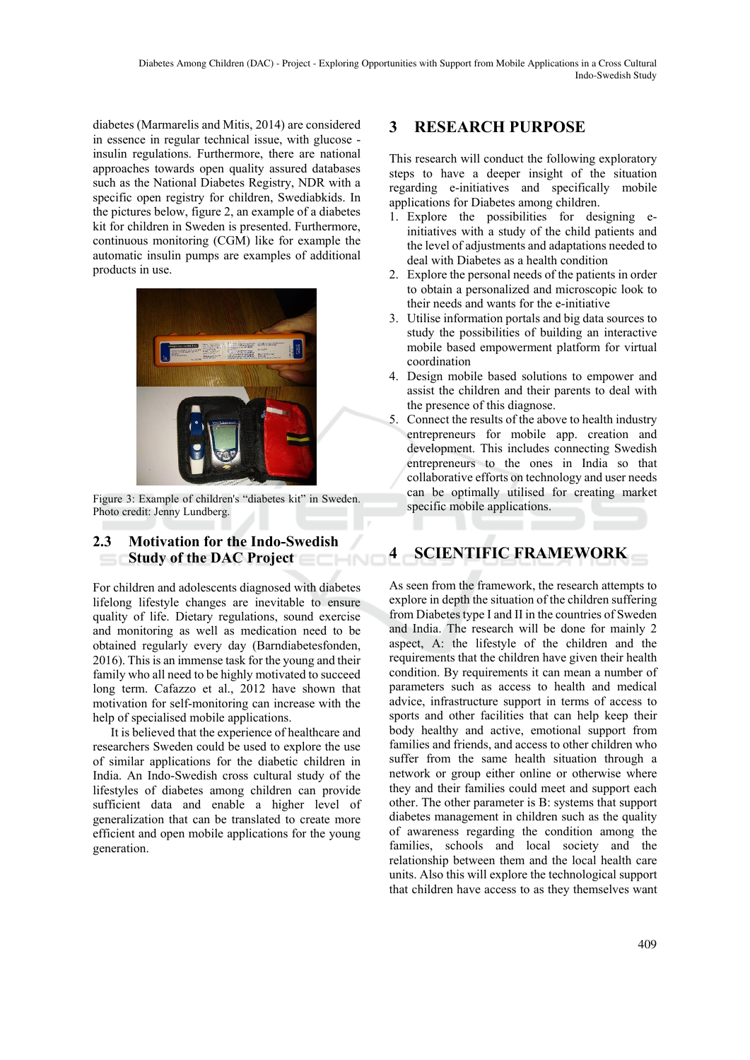diabetes (Marmarelis and Mitis, 2014) are considered in essence in regular technical issue, with glucose - insulin regulations. Furthermore, there are national approaches towards open quality assured databases such as the National Diabetes Registry, NDR with a specific open registry for children, Swediabkids. In the pictures below, figure 2, an example of a diabetes kit for children in Sweden is presented. Furthermore, continuous monitoring (CGM) like for example the automatic insulin pumps are examples of additional products in use.

Figure 3: Example of children's “diabetes kit” in Sweden. Photo credit: Jenny Lundberg.

### 2.3 Motivation for the Indo-Swedish Study of the DAC Project

For children and adolescents diagnosed with diabetes lifelong lifestyle changes are inevitable to ensure quality of life. Dietary regulations, sound exercise and monitoring as well as medication need to be obtained regularly every day (Barndiabetesfonden, 2016). This is an immense task for the young and their family who all need to be highly motivated to succeed long term. Cafazzo et al., 2012 have shown that motivation for self-monitoring can increase with the help of specialised mobile applications.

It is believed that the experience of healthcare and researchers Sweden could be used to explore the use of similar applications for the diabetic children in India. An Indo-Swedish cross cultural study of the lifestyles of diabetes among children can provide sufficient data and enable a higher level of generalization that can be translated to create more efficient and open mobile applications for the young generation.

## 3 RESEARCH PURPOSE

This research will conduct the following exploratory steps to have a deeper insight of the situation regarding e-initiatives and specifically mobile applications for Diabetes among children.

1. Explore the possibilities for designing e-initiatives with a study of the child patients and the level of adjustments and adaptations needed to deal with Diabetes as a health condition
2. Explore the personal needs of the patients in order to obtain a personalized and microscopic look to their needs and wants for the e-initiative
3. Utilise information portals and big data sources to study the possibilities of building an interactive mobile based empowerment platform for virtual coordination
4. Design mobile based solutions to empower and assist the children and their parents to deal with the presence of this diagnose.
5. Connect the results of the above to health industry entrepreneurs for mobile app. creation and development. This includes connecting Swedish entrepreneurs to the ones in India so that collaborative efforts on technology and user needs can be optimally utilised for creating market specific mobile applications.

## 4 SCIENTIFIC FRAMEWORK

As seen from the framework, the research attempts to explore in depth the situation of the children suffering from Diabetes type I and II in the countries of Sweden and India. The research will be done for mainly 2 aspect, A: the lifestyle of the children and the requirements that the children have given their health condition. By requirements it can mean a number of parameters such as access to health and medical advice, infrastructure support in terms of access to sports and other facilities that can help keep their body healthy and active, emotional support from families and friends, and access to other children who suffer from the same health situation through a network or group either online or otherwise where they and their families could meet and support each other. The other parameter is B: systems that support diabetes management in children such as the quality of awareness regarding the condition among the families, schools and local society and the relationship between them and the local health care units. Also this will explore the technological support that children have access to as they themselves want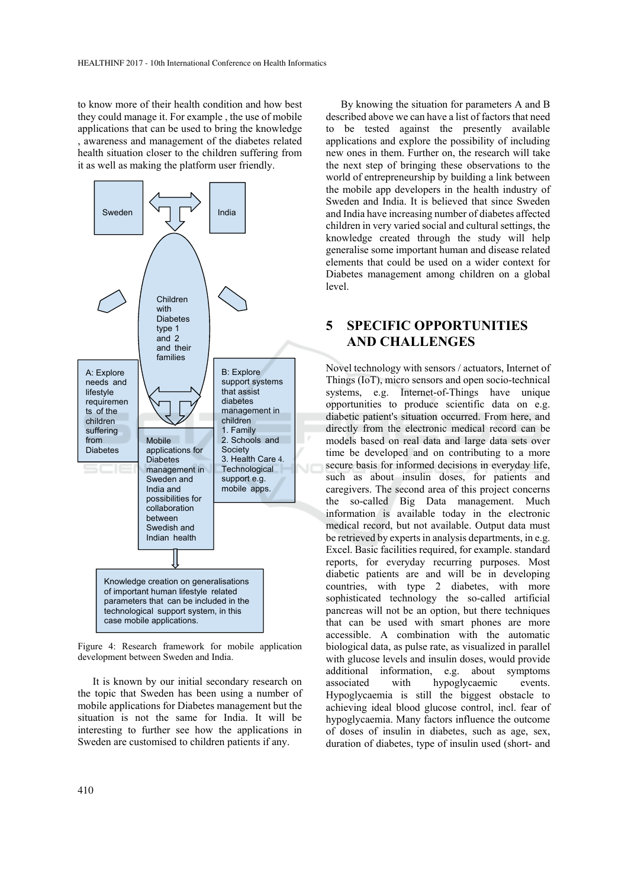to know more of their health condition and how best they could manage it. For example , the use of mobile applications that can be used to bring the knowledge , awareness and management of the diabetes related health situation closer to the children suffering from it as well as making the platform user friendly.

Sweden

India

Children with Diabetes type 1 and 2 and their families

A: Explore needs and lifestyle requirements of the children suffering from Diabetes

B: Explore support systems that assist diabetes management in children
1. Family
2. Schools and Society
3. Health Care 4. Technological support e.g. mobile apps.

Mobile applications for Diabetes management in Sweden and India and possibilities for collaboration between Swedish and Indian health

Knowledge creation on generalisations of important human lifestyle related parameters that can be included in the technological support system, in this case mobile applications.

Figure 4: Research framework for mobile application development between Sweden and India.

It is known by our initial secondary research on the topic that Sweden has been using a number of mobile applications for Diabetes management but the situation is not the same for India. It will be interesting to further see how the applications in Sweden are customised to children patients if any.

By knowing the situation for parameters A and B described above we can have a list of factors that need to be tested against the presently available applications and explore the possibility of including new ones in them. Further on, the research will take the next step of bringing these observations to the world of entrepreneurship by building a link between the mobile app developers in the health industry of Sweden and India. It is believed that since Sweden and India have increasing number of diabetes affected children in very varied social and cultural settings, the knowledge created through the study will help generalise some important human and disease related elements that could be used on a wider context for Diabetes management among children on a global level.

## 5 SPECIFIC OPPORTUNITIES AND CHALLENGES

Novel technology with sensors / actuators, Internet of Things (IoT), micro sensors and open socio-technical systems, e.g. Internet-of-Things have unique opportunities to produce scientific data on e.g. diabetic patient's situation occurred. From here, and directly from the electronic medical record can be models based on real data and large data sets over time be developed and on contributing to a more secure basis for informed decisions in everyday life, such as about insulin doses, for patients and caregivers. The second area of this project concerns the so-called Big Data management. Much information is available today in the electronic medical record, but not available. Output data must be retrieved by experts in analysis departments, in e.g. Excel. Basic facilities required, for example. standard reports, for everyday recurring purposes. Most diabetic patients are and will be in developing countries, with type 2 diabetes, with more sophisticated technology the so-called artificial pancreas will not be an option, but there techniques that can be used with smart phones are more accessible. A combination with the automatic biological data, as pulse rate, as visualized in parallel with glucose levels and insulin doses, would provide additional information, e.g. about symptoms associated with hypoglycaemic events. Hypoglycaemia is still the biggest obstacle to achieving ideal blood glucose control, incl. fear of hypoglycaemia. Many factors influence the outcome of doses of insulin in diabetes, such as age, sex, duration of diabetes, type of insulin used (short- and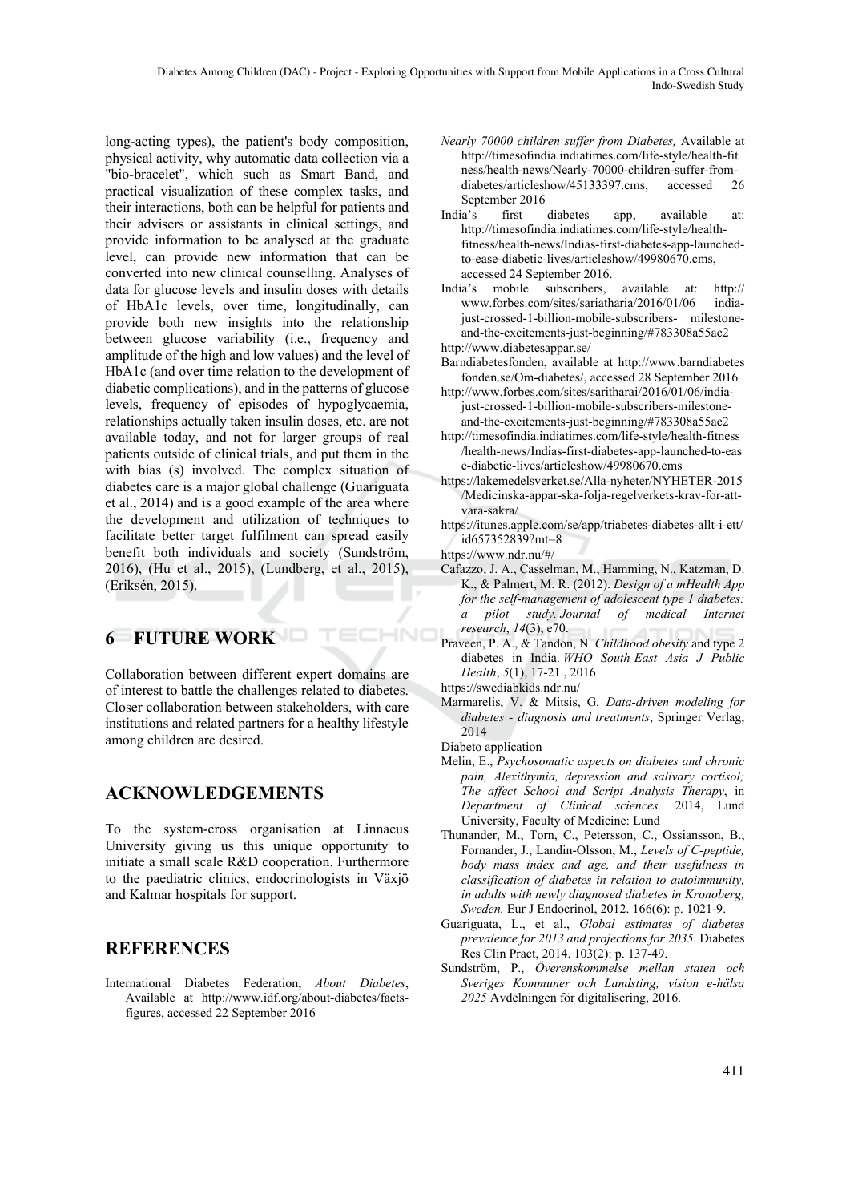long-acting types), the patient's body composition, physical activity, why automatic data collection via a "bio-bracelet", which such as Smart Band, and practical visualization of these complex tasks, and their interactions, both can be helpful for patients and their advisers or assistants in clinical settings, and provide information to be analysed at the graduate level, can provide new information that can be converted into new clinical counselling. Analyses of data for glucose levels and insulin doses with details of HbA1c levels, over time, longitudinally, can provide both new insights into the relationship between glucose variability (i.e., frequency and amplitude of the high and low values) and the level of HbA1c (and over time relation to the development of diabetic complications), and in the patterns of glucose levels, frequency of episodes of hypoglycaemia, relationships actually taken insulin doses, etc. are not available today, and not for larger groups of real patients outside of clinical trials, and put them in the with bias (s) involved. The complex situation of diabetes care is a major global challenge (Guariguata et al., 2014) and is a good example of the area where the development and utilization of techniques to facilitate better target fulfilment can spread easily benefit both individuals and society (Sundström, 2016), (Hu et al., 2015), (Lundberg, et al., 2015), (Eriksén, 2015).

## 6 FUTURE WORK

Collaboration between different expert domains are of interest to battle the challenges related to diabetes. Closer collaboration between stakeholders, with care institutions and related partners for a healthy lifestyle among children are desired.

## ACKNOWLEDGEMENTS

To the system-cross organisation at Linnaeus University giving us this unique opportunity to initiate a small scale R&D cooperation. Furthermore to the paediatric clinics, endocrinologists in Växjö and Kalmar hospitals for support.

## REFERENCES

International Diabetes Federation, *About Diabetes*, Available at http://www.idf.org/about-diabetes/facts-figures, accessed 22 September 2016

*Nearly 70000 children suffer from Diabetes,* Available at http://timesofindia.indiatimes.com/life-style/health-fitness/health-news/Nearly-70000-children-suffer-from-diabetes/articleshow/45133397.cms, accessed 26 September 2016

India's first diabetes app, available at: http://timesofindia.indiatimes.com/life-style/health-fitness/health-news/Indias-first-diabetes-app-launched-to-ease-diabetic-lives/articleshow/49980670.cms, accessed 24 September 2016.

India's mobile subscribers, available at: http:// www.forbes.com/sites/sariatharia/2016/01/06 india-just-crossed-1-billion-mobile-subscribers- milestone-and-the-excitements-just-beginning/#783308a55ac2

http://www.diabetesappar.se/

Barndiabetesfonden, available at http://www.barndiabetesfonden.se/Om-diabetes/, accessed 28 September 2016

http://www.forbes.com/sites/saritharai/2016/01/06/india-just-crossed-1-billion-mobile-subscribers-milestone-and-the-excitements-just-beginning/#783308a55ac2

http://timesofindia.indiatimes.com/life-style/health-fitness/health-news/Indias-first-diabetes-app-launched-to-ease-diabetic-lives/articleshow/49980670.cms

https://lakemedelsverket.se/Alla-nyheter/NYHETER-2015/Medicinska-appar-ska-folja-regelverkets-krav-for-att-vara-sakra/

https://itunes.apple.com/se/app/triabetes-diabetes-allt-i-ett/id657352839?mt=8

https://www.ndr.nu/#/

Cafazzo, J. A., Casselman, M., Hamming, N., Katzman, D. K., & Palmert, M. R. (2012). *Design of a mHealth App for the self-management of adolescent type 1 diabetes: a pilot study. Journal of medical Internet research*, *14*(3), e70.

Praveen, P. A., & Tandon, N. *Childhood obesity* and type 2 diabetes in India. *WHO South-East Asia J Public Health*, *5*(1), 17-21., 2016

https://swediabkids.ndr.nu/

Marmarelis, V. & Mitsis, G. *Data-driven modeling for diabetes - diagnosis and treatments*, Springer Verlag, 2014

Diabeto application

Melin, E., *Psychosomatic aspects on diabetes and chronic pain, Alexithymia, depression and salivary cortisol; The affect School and Script Analysis Therapy*, in *Department of Clinical sciences.* 2014, Lund University, Faculty of Medicine: Lund

Thunander, M., Torn, C., Petersson, C., Ossiansson, B., Fornander, J., Landin-Olsson, M., *Levels of C-peptide, body mass index and age, and their usefulness in classification of diabetes in relation to autoimmunity, in adults with newly diagnosed diabetes in Kronoberg, Sweden.* Eur J Endocrinol, 2012. 166(6): p. 1021-9.

Guariguata, L., et al., *Global estimates of diabetes prevalence for 2013 and projections for 2035.* Diabetes Res Clin Pract, 2014. 103(2): p. 137-49.

Sundström, P., *Överenskommelse mellan staten och Sveriges Kommuner och Landsting; vision e-hälsa 2025* Avdelningen för digitalisering, 2016.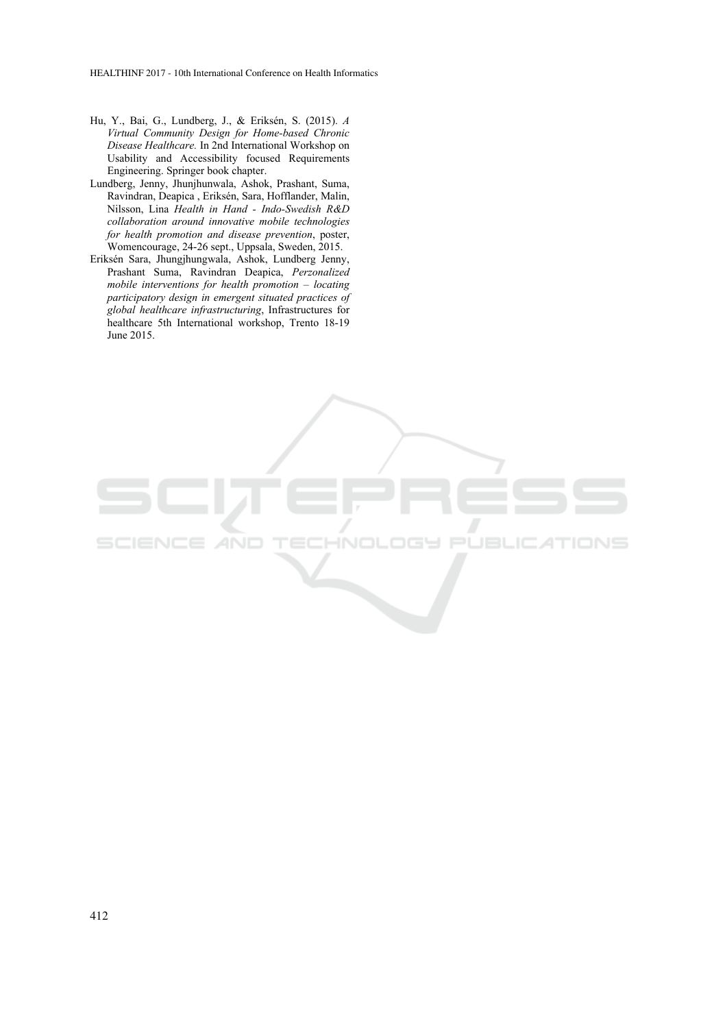Hu, Y., Bai, G., Lundberg, J., & Eriksén, S. (2015). *A Virtual Community Design for Home-based Chronic Disease Healthcare.* In 2nd International Workshop on Usability and Accessibility focused Requirements Engineering. Springer book chapter.

Lundberg, Jenny, Jhunjhunwala, Ashok, Prashant, Suma, Ravindran, Deapica , Eriksén, Sara, Hofflander, Malin, Nilsson, Lina *Health in Hand - Indo-Swedish R&D collaboration around innovative mobile technologies for health promotion and disease prevention*, poster, Womencourage, 24-26 sept., Uppsala, Sweden, 2015.

Eriksén Sara, Jhungjhungwala, Ashok, Lundberg Jenny, Prashant Suma, Ravindran Deapica, *Perzonalized mobile interventions for health promotion – locating participatory design in emergent situated practices of global healthcare infrastructuring*, Infrastructures for healthcare 5th International workshop, Trento 18-19 June 2015.